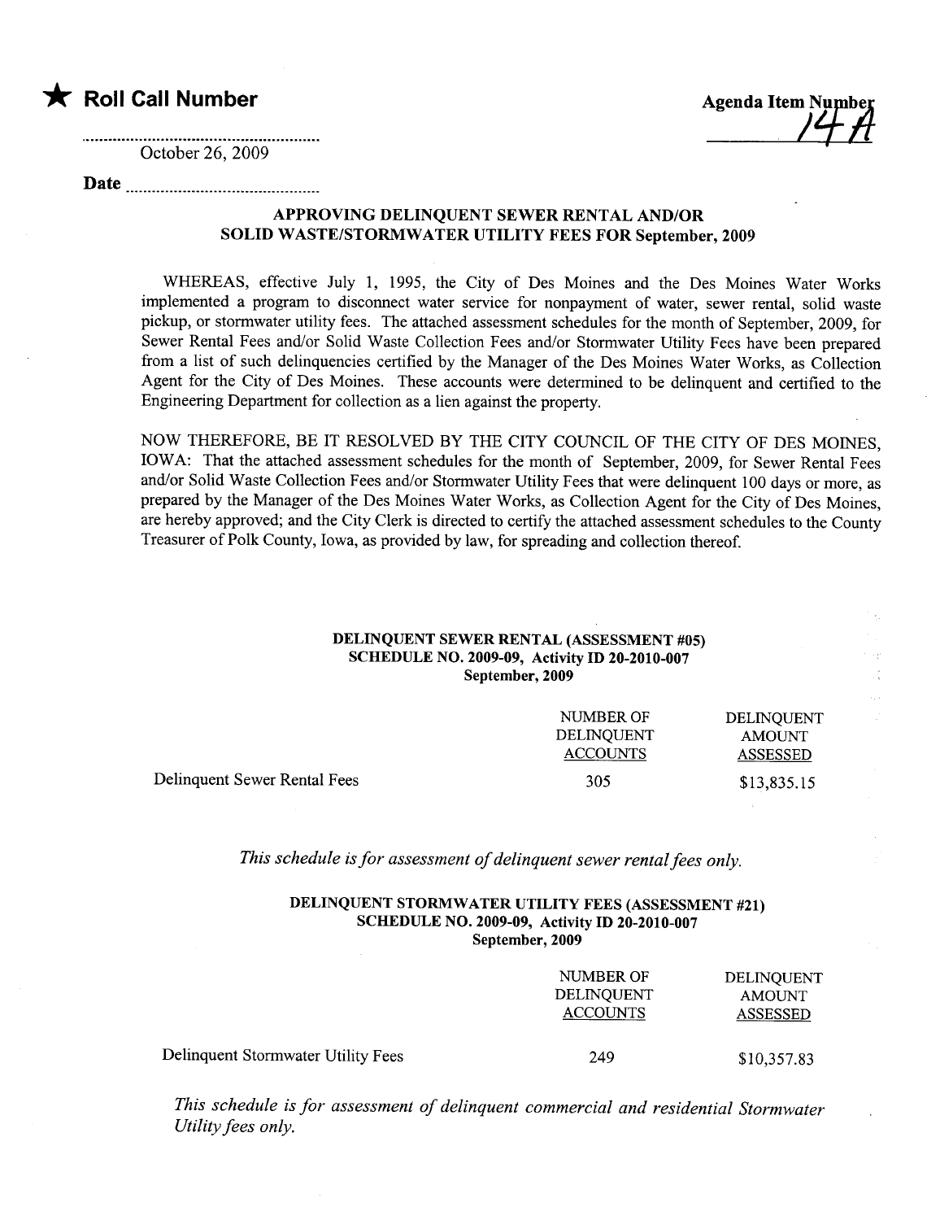★ **Roll Call Number**

October 26, 2009

**Date** ..........................................

**Agenda Item Number** 14A

### APPROVING DELINQUENT SEWER RENTAL AND/OR SOLID WASTE/STORMWATER UTILITY FEES FOR September, 2009

WHEREAS, effective July 1, 1995, the City of Des Moines and the Des Moines Water Works implemented a program to disconnect water service for nonpayment of water, sewer rental, solid waste pickup, or stormwater utility fees. The attached assessment schedules for the month of September, 2009, for Sewer Rental Fees and/or Solid Waste Collection Fees and/or Stormwater Utility Fees have been prepared from a list of such delinquencies certified by the Manager of the Des Moines Water Works, as Collection Agent for the City of Des Moines. These accounts were determined to be delinquent and certified to the Engineering Department for collection as a lien against the property.

NOW THEREFORE, BE IT RESOLVED BY THE CITY COUNCIL OF THE CITY OF DES MOINES, IOWA: That the attached assessment schedules for the month of September, 2009, for Sewer Rental Fees and/or Solid Waste Collection Fees and/or Stormwater Utility Fees that were delinquent 100 days or more, as prepared by the Manager of the Des Moines Water Works, as Collection Agent for the City of Des Moines, are hereby approved; and the City Clerk is directed to certify the attached assessment schedules to the County Treasurer of Polk County, Iowa, as provided by law, for spreading and collection thereof.

**DELINQUENT SEWER RENTAL (ASSESSMENT #05)**
**SCHEDULE NO. 2009-09, Activity ID 20-2010-007**
**September, 2009**

| | NUMBER OF DELINQUENT ACCOUNTS | DELINQUENT AMOUNT ASSESSED |
|---|---|---|
| Delinquent Sewer Rental Fees | 305 | $13,835.15 |

*This schedule is for assessment of delinquent sewer rental fees only.*

**DELINQUENT STORMWATER UTILITY FEES (ASSESSMENT #21)**
**SCHEDULE NO. 2009-09, Activity ID 20-2010-007**
**September, 2009**

| | NUMBER OF DELINQUENT ACCOUNTS | DELINQUENT AMOUNT ASSESSED |
|---|---|---|
| Delinquent Stormwater Utility Fees | 249 | $10,357.83 |

*This schedule is for assessment of delinquent commercial and residential Stormwater Utility fees only.*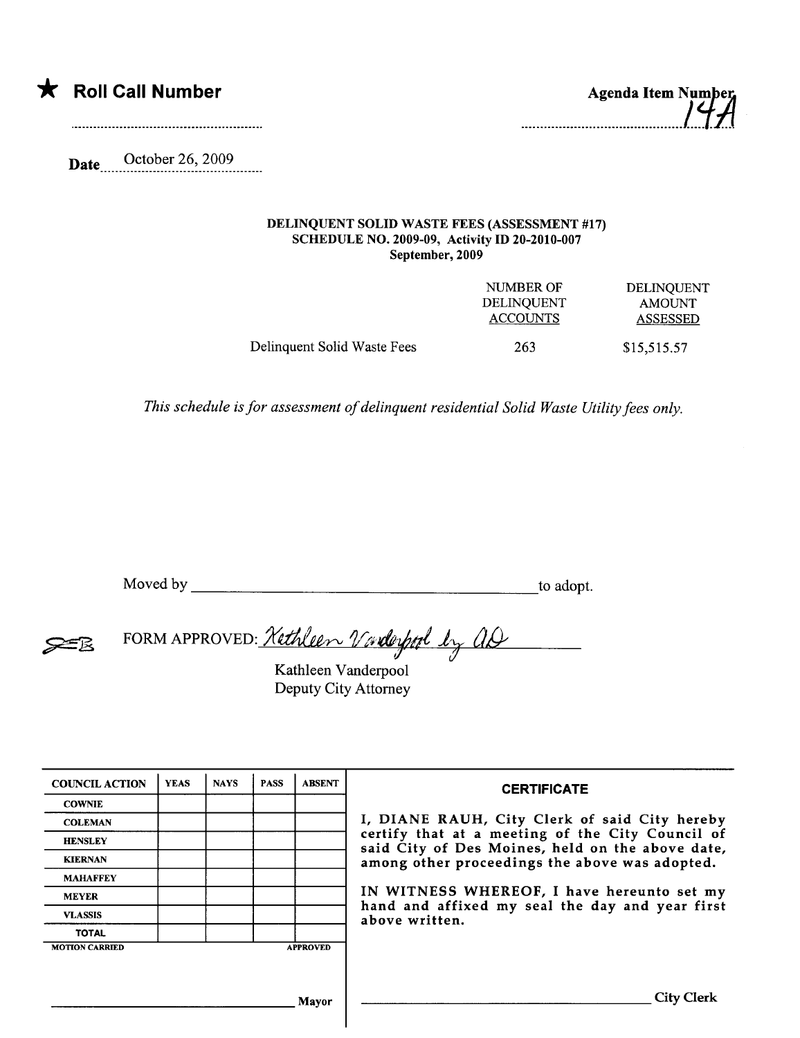★ **Roll Call Number**

..........................................................

**Agenda Item Number** 14A

**Date** October 26, 2009

**DELINQUENT SOLID WASTE FEES (ASSESSMENT #17)**
**SCHEDULE NO. 2009-09, Activity ID 20-2010-007**
**September, 2009**

| | NUMBER OF DELINQUENT ACCOUNTS | DELINQUENT AMOUNT ASSESSED |
|---|---|---|
| Delinquent Solid Waste Fees | 263 | $15,515.57 |

*This schedule is for assessment of delinquent residential Solid Waste Utility fees only.*

Moved by ______________________________________ to adopt.

FORM APPROVED: Kathleen Vanderpool by AD

Kathleen Vanderpool
Deputy City Attorney

| COUNCIL ACTION | YEAS | NAYS | PASS | ABSENT |
|---|---|---|---|---|
| COWNIE | | | | |
| COLEMAN | | | | |
| HENSLEY | | | | |
| KIERNAN | | | | |
| MAHAFFEY | | | | |
| MEYER | | | | |
| VLASSIS | | | | |
| TOTAL | | | | |

MOTION CARRIED APPROVED

______________________________ Mayor

**CERTIFICATE**

I, DIANE RAUH, City Clerk of said City hereby certify that at a meeting of the City Council of said City of Des Moines, held on the above date, among other proceedings the above was adopted.

IN WITNESS WHEREOF, I have hereunto set my hand and affixed my seal the day and year first above written.

______________________________ City Clerk